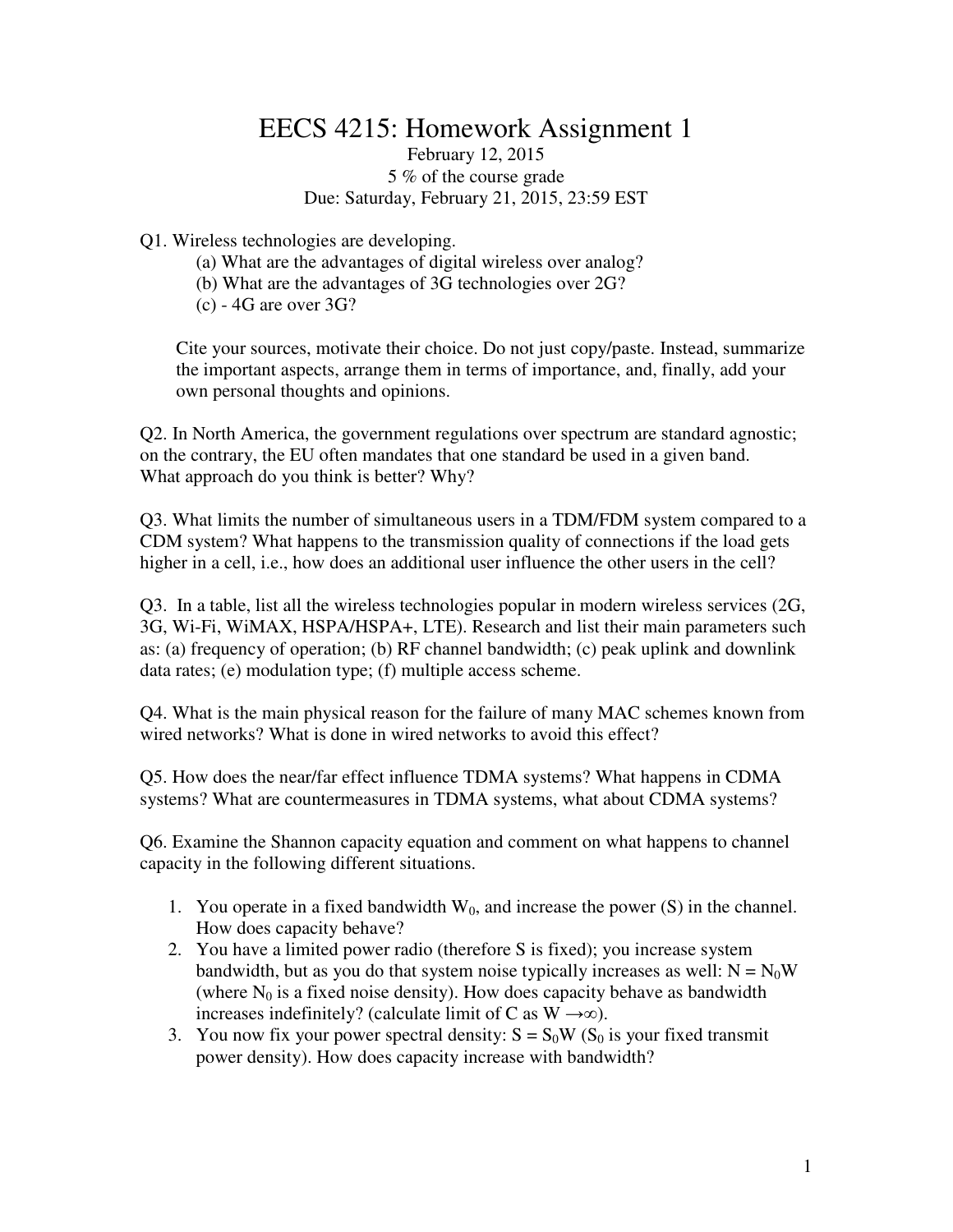# EECS 4215: Homework Assignment 1

February 12, 2015
5 % of the course grade
Due: Saturday, February 21, 2015, 23:59 EST

Q1. Wireless technologies are developing.

(a) What are the advantages of digital wireless over analog?
(b) What are the advantages of 3G technologies over 2G?
(c) - 4G are over 3G?

Cite your sources, motivate their choice. Do not just copy/paste. Instead, summarize the important aspects, arrange them in terms of importance, and, finally, add your own personal thoughts and opinions.

Q2. In North America, the government regulations over spectrum are standard agnostic; on the contrary, the EU often mandates that one standard be used in a given band. What approach do you think is better? Why?

Q3. What limits the number of simultaneous users in a TDM/FDM system compared to a CDM system? What happens to the transmission quality of connections if the load gets higher in a cell, i.e., how does an additional user influence the other users in the cell?

Q3. In a table, list all the wireless technologies popular in modern wireless services (2G, 3G, Wi-Fi, WiMAX, HSPA/HSPA+, LTE). Research and list their main parameters such as: (a) frequency of operation; (b) RF channel bandwidth; (c) peak uplink and downlink data rates; (e) modulation type; (f) multiple access scheme.

Q4. What is the main physical reason for the failure of many MAC schemes known from wired networks? What is done in wired networks to avoid this effect?

Q5. How does the near/far effect influence TDMA systems? What happens in CDMA systems? What are countermeasures in TDMA systems, what about CDMA systems?

Q6. Examine the Shannon capacity equation and comment on what happens to channel capacity in the following different situations.

1. You operate in a fixed bandwidth $W_0$, and increase the power (S) in the channel. How does capacity behave?
2. You have a limited power radio (therefore S is fixed); you increase system bandwidth, but as you do that system noise typically increases as well: $N = N_0W$ (where $N_0$ is a fixed noise density). How does capacity behave as bandwidth increases indefinitely? (calculate limit of C as $W \rightarrow \infty$).
3. You now fix your power spectral density: $S = S_0W$ ($S_0$ is your fixed transmit power density). How does capacity increase with bandwidth?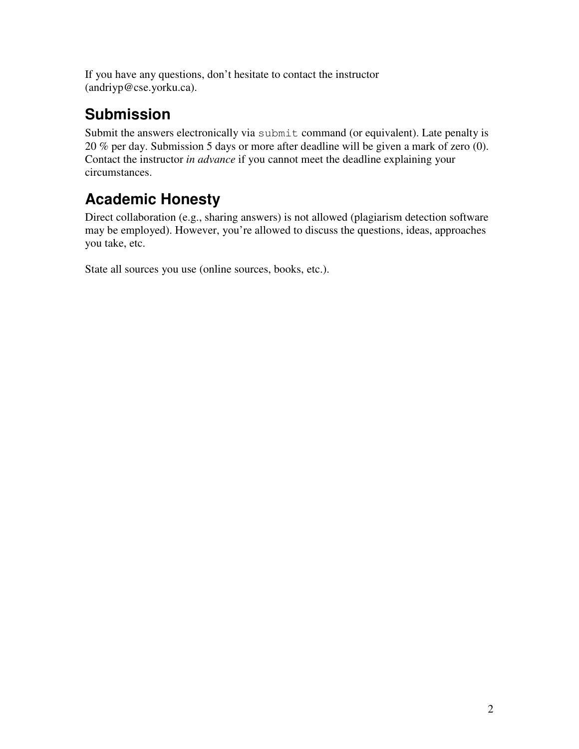If you have any questions, don't hesitate to contact the instructor (andriyp@cse.yorku.ca).

## Submission

Submit the answers electronically via `submit` command (or equivalent). Late penalty is 20 % per day. Submission 5 days or more after deadline will be given a mark of zero (0). Contact the instructor *in advance* if you cannot meet the deadline explaining your circumstances.

## Academic Honesty

Direct collaboration (e.g., sharing answers) is not allowed (plagiarism detection software may be employed). However, you're allowed to discuss the questions, ideas, approaches you take, etc.

State all sources you use (online sources, books, etc.).